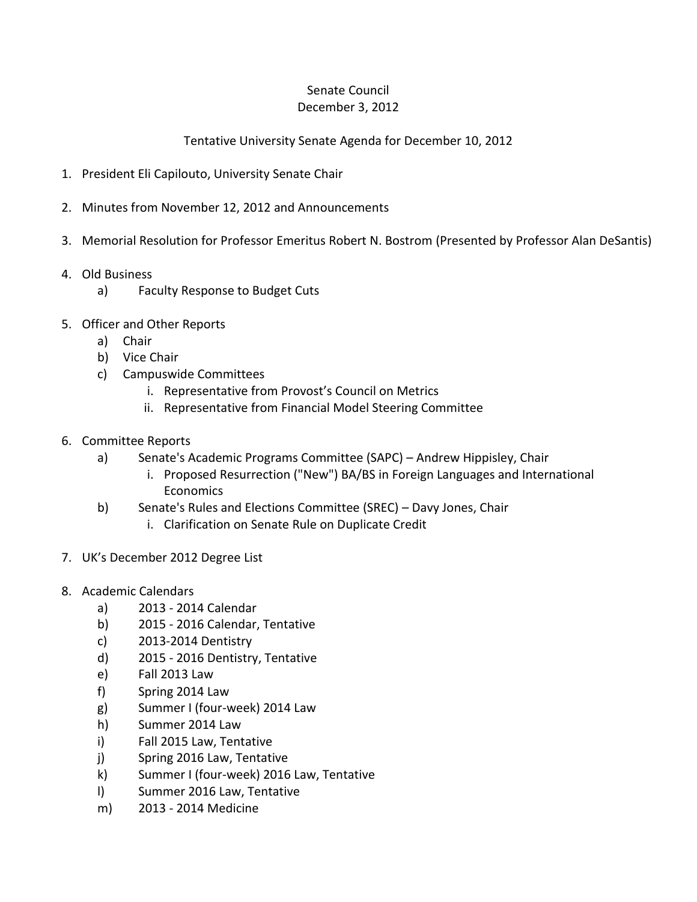Senate Council
December 3, 2012

Tentative University Senate Agenda for December 10, 2012

1. President Eli Capilouto, University Senate Chair

2. Minutes from November 12, 2012 and Announcements

3. Memorial Resolution for Professor Emeritus Robert N. Bostrom (Presented by Professor Alan DeSantis)

4. Old Business
   a) Faculty Response to Budget Cuts

5. Officer and Other Reports
   a) Chair
   b) Vice Chair
   c) Campuswide Committees
      i. Representative from Provost's Council on Metrics
      ii. Representative from Financial Model Steering Committee

6. Committee Reports
   a) Senate's Academic Programs Committee (SAPC) – Andrew Hippisley, Chair
      i. Proposed Resurrection ("New") BA/BS in Foreign Languages and International Economics
   b) Senate's Rules and Elections Committee (SREC) – Davy Jones, Chair
      i. Clarification on Senate Rule on Duplicate Credit

7. UK's December 2012 Degree List

8. Academic Calendars
   a) 2013 - 2014 Calendar
   b) 2015 - 2016 Calendar, Tentative
   c) 2013-2014 Dentistry
   d) 2015 - 2016 Dentistry, Tentative
   e) Fall 2013 Law
   f) Spring 2014 Law
   g) Summer I (four-week) 2014 Law
   h) Summer 2014 Law
   i) Fall 2015 Law, Tentative
   j) Spring 2016 Law, Tentative
   k) Summer I (four-week) 2016 Law, Tentative
   l) Summer 2016 Law, Tentative
   m) 2013 - 2014 Medicine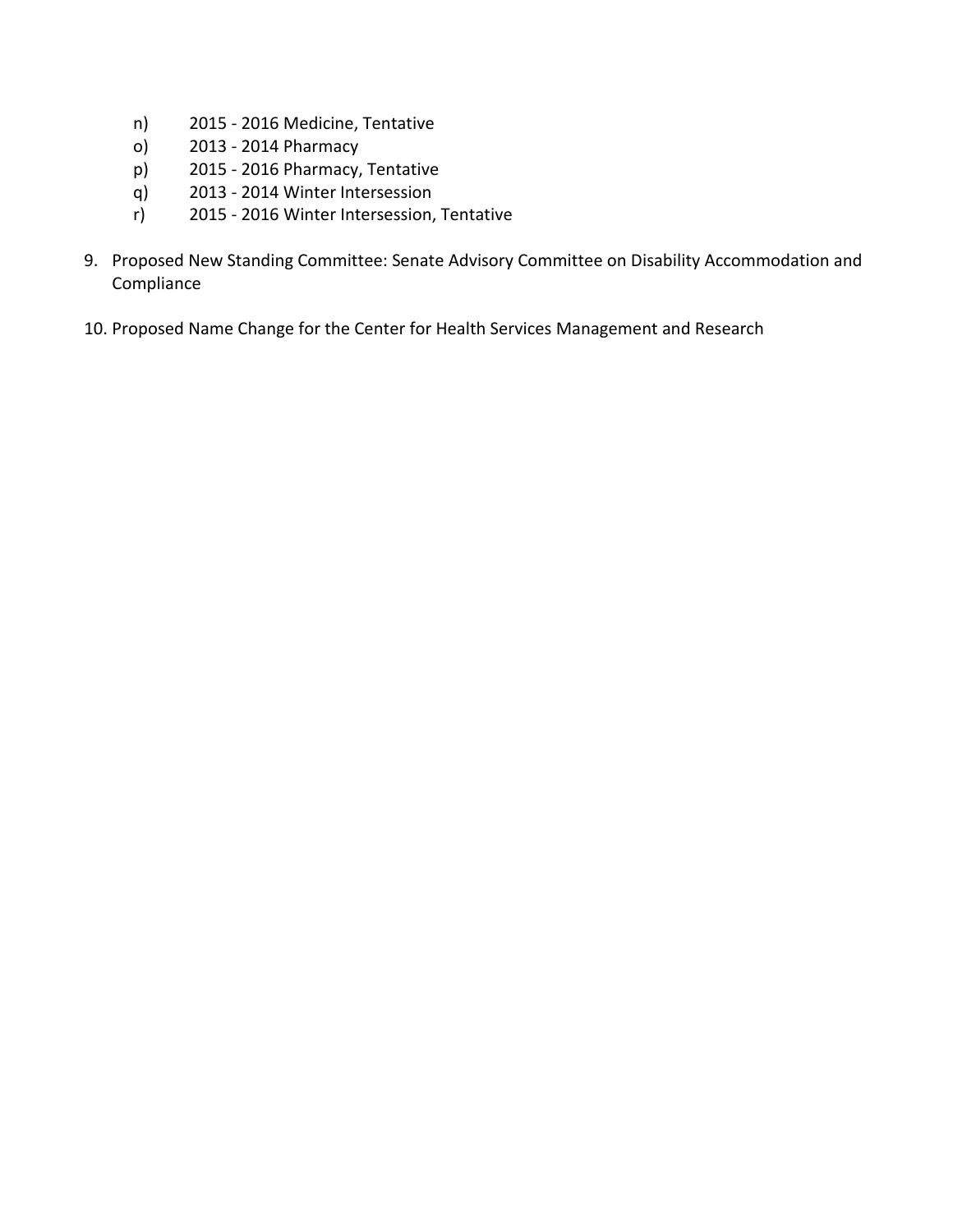n) 2015 - 2016 Medicine, Tentative
o) 2013 - 2014 Pharmacy
p) 2015 - 2016 Pharmacy, Tentative
q) 2013 - 2014 Winter Intersession
r) 2015 - 2016 Winter Intersession, Tentative

9. Proposed New Standing Committee: Senate Advisory Committee on Disability Accommodation and Compliance

10. Proposed Name Change for the Center for Health Services Management and Research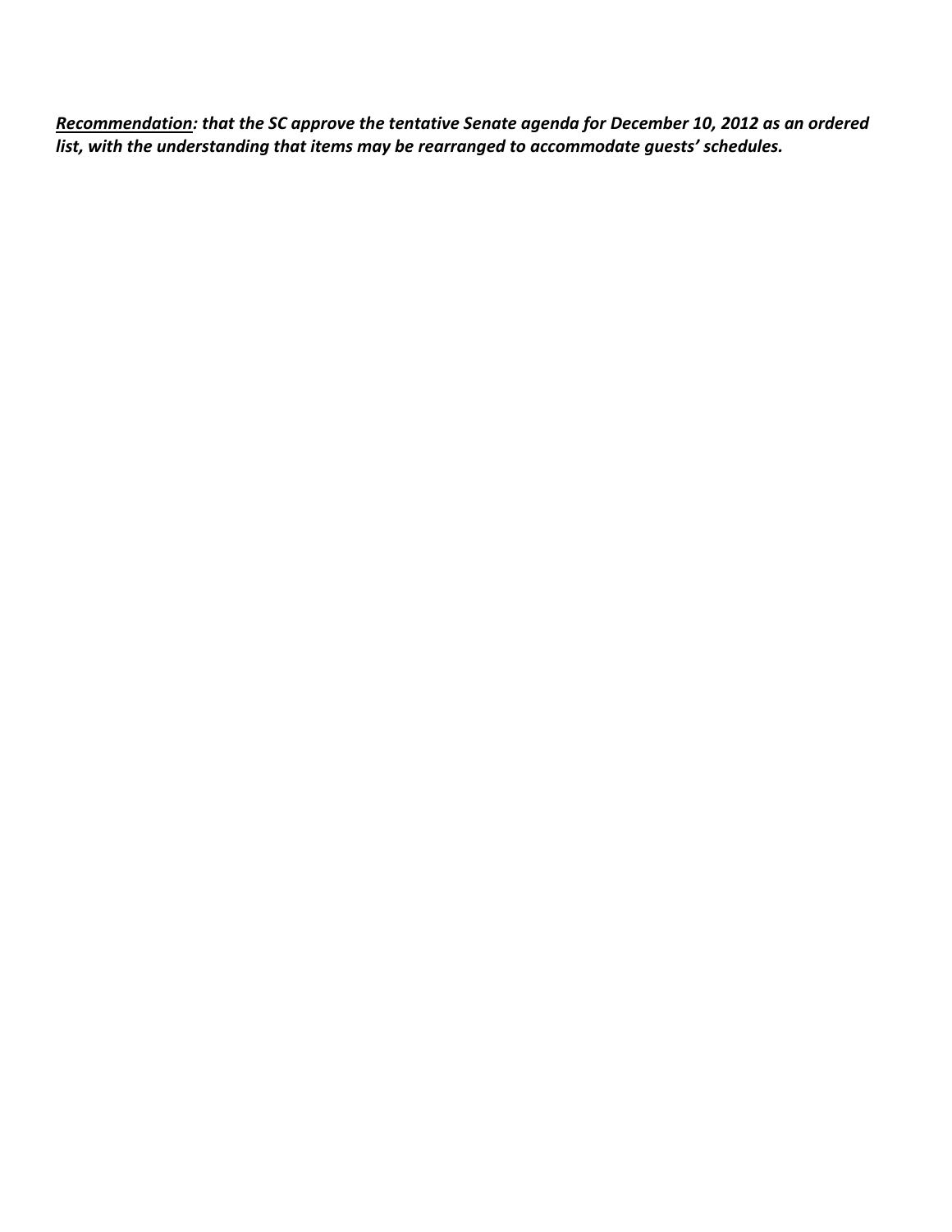***<u>Recommendation</u>: that the SC approve the tentative Senate agenda for December 10, 2012 as an ordered list, with the understanding that items may be rearranged to accommodate guests' schedules.***